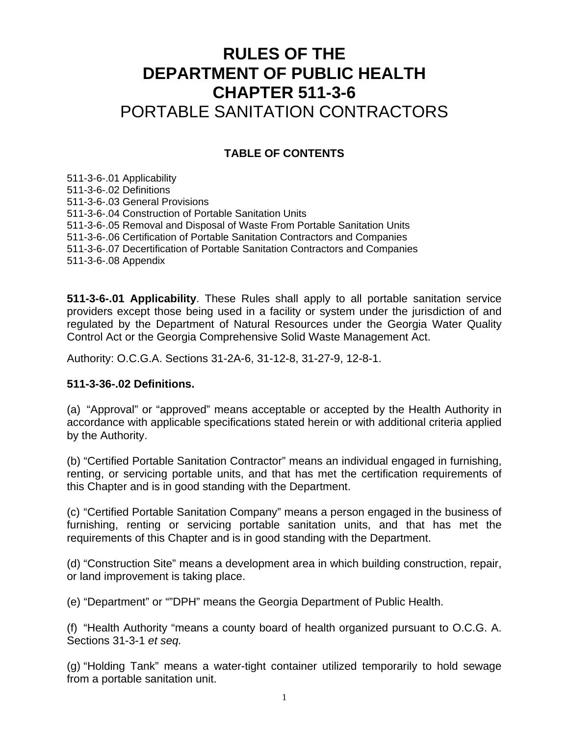# RULES OF THE DEPARTMENT OF PUBLIC HEALTH CHAPTER 511-3-6 PORTABLE SANITATION CONTRACTORS

## TABLE OF CONTENTS

511-3-6-.01 Applicability
511-3-6-.02 Definitions
511-3-6-.03 General Provisions
511-3-6-.04 Construction of Portable Sanitation Units
511-3-6-.05 Removal and Disposal of Waste From Portable Sanitation Units
511-3-6-.06 Certification of Portable Sanitation Contractors and Companies
511-3-6-.07 Decertification of Portable Sanitation Contractors and Companies
511-3-6-.08 Appendix

**511-3-6-.01 Applicability**. These Rules shall apply to all portable sanitation service providers except those being used in a facility or system under the jurisdiction of and regulated by the Department of Natural Resources under the Georgia Water Quality Control Act or the Georgia Comprehensive Solid Waste Management Act.

Authority: O.C.G.A. Sections 31-2A-6, 31-12-8, 31-27-9, 12-8-1.

**511-3-36-.02 Definitions.**

(a) "Approval" or "approved" means acceptable or accepted by the Health Authority in accordance with applicable specifications stated herein or with additional criteria applied by the Authority.

(b) "Certified Portable Sanitation Contractor" means an individual engaged in furnishing, renting, or servicing portable units, and that has met the certification requirements of this Chapter and is in good standing with the Department.

(c) "Certified Portable Sanitation Company" means a person engaged in the business of furnishing, renting or servicing portable sanitation units, and that has met the requirements of this Chapter and is in good standing with the Department.

(d) "Construction Site" means a development area in which building construction, repair, or land improvement is taking place.

(e) "Department" or ""DPH" means the Georgia Department of Public Health.

(f) "Health Authority "means a county board of health organized pursuant to O.C.G. A. Sections 31-3-1 *et seq.*

(g) "Holding Tank" means a water-tight container utilized temporarily to hold sewage from a portable sanitation unit.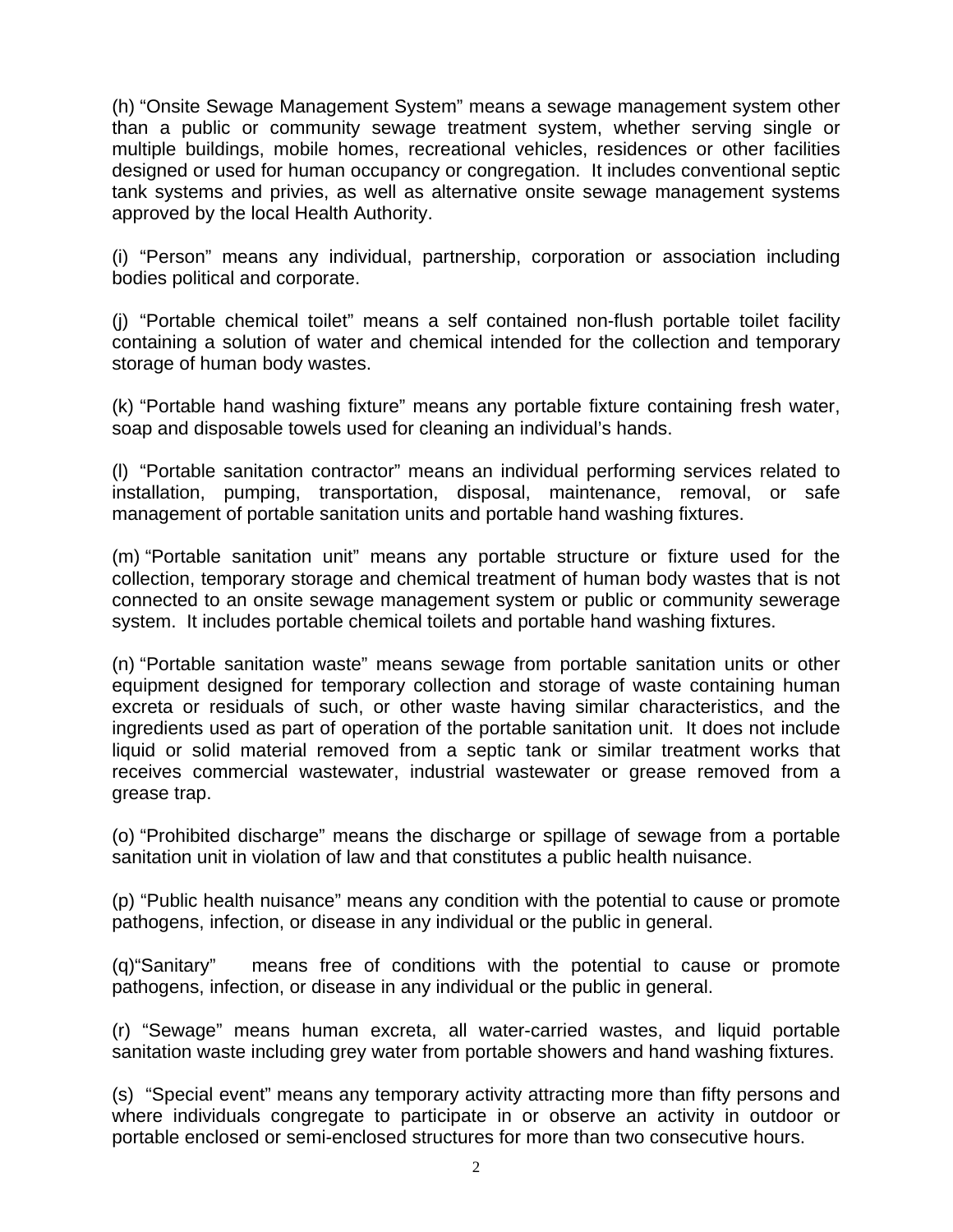(h) “Onsite Sewage Management System” means a sewage management system other than a public or community sewage treatment system, whether serving single or multiple buildings, mobile homes, recreational vehicles, residences or other facilities designed or used for human occupancy or congregation. It includes conventional septic tank systems and privies, as well as alternative onsite sewage management systems approved by the local Health Authority.

(i) “Person” means any individual, partnership, corporation or association including bodies political and corporate.

(j) “Portable chemical toilet” means a self contained non-flush portable toilet facility containing a solution of water and chemical intended for the collection and temporary storage of human body wastes.

(k) “Portable hand washing fixture” means any portable fixture containing fresh water, soap and disposable towels used for cleaning an individual’s hands.

(l) “Portable sanitation contractor” means an individual performing services related to installation, pumping, transportation, disposal, maintenance, removal, or safe management of portable sanitation units and portable hand washing fixtures.

(m) “Portable sanitation unit” means any portable structure or fixture used for the collection, temporary storage and chemical treatment of human body wastes that is not connected to an onsite sewage management system or public or community sewerage system. It includes portable chemical toilets and portable hand washing fixtures.

(n) “Portable sanitation waste” means sewage from portable sanitation units or other equipment designed for temporary collection and storage of waste containing human excreta or residuals of such, or other waste having similar characteristics, and the ingredients used as part of operation of the portable sanitation unit. It does not include liquid or solid material removed from a septic tank or similar treatment works that receives commercial wastewater, industrial wastewater or grease removed from a grease trap.

(o) “Prohibited discharge” means the discharge or spillage of sewage from a portable sanitation unit in violation of law and that constitutes a public health nuisance.

(p) “Public health nuisance” means any condition with the potential to cause or promote pathogens, infection, or disease in any individual or the public in general.

(q) “Sanitary” means free of conditions with the potential to cause or promote pathogens, infection, or disease in any individual or the public in general.

(r) “Sewage” means human excreta, all water-carried wastes, and liquid portable sanitation waste including grey water from portable showers and hand washing fixtures.

(s) “Special event” means any temporary activity attracting more than fifty persons and where individuals congregate to participate in or observe an activity in outdoor or portable enclosed or semi-enclosed structures for more than two consecutive hours.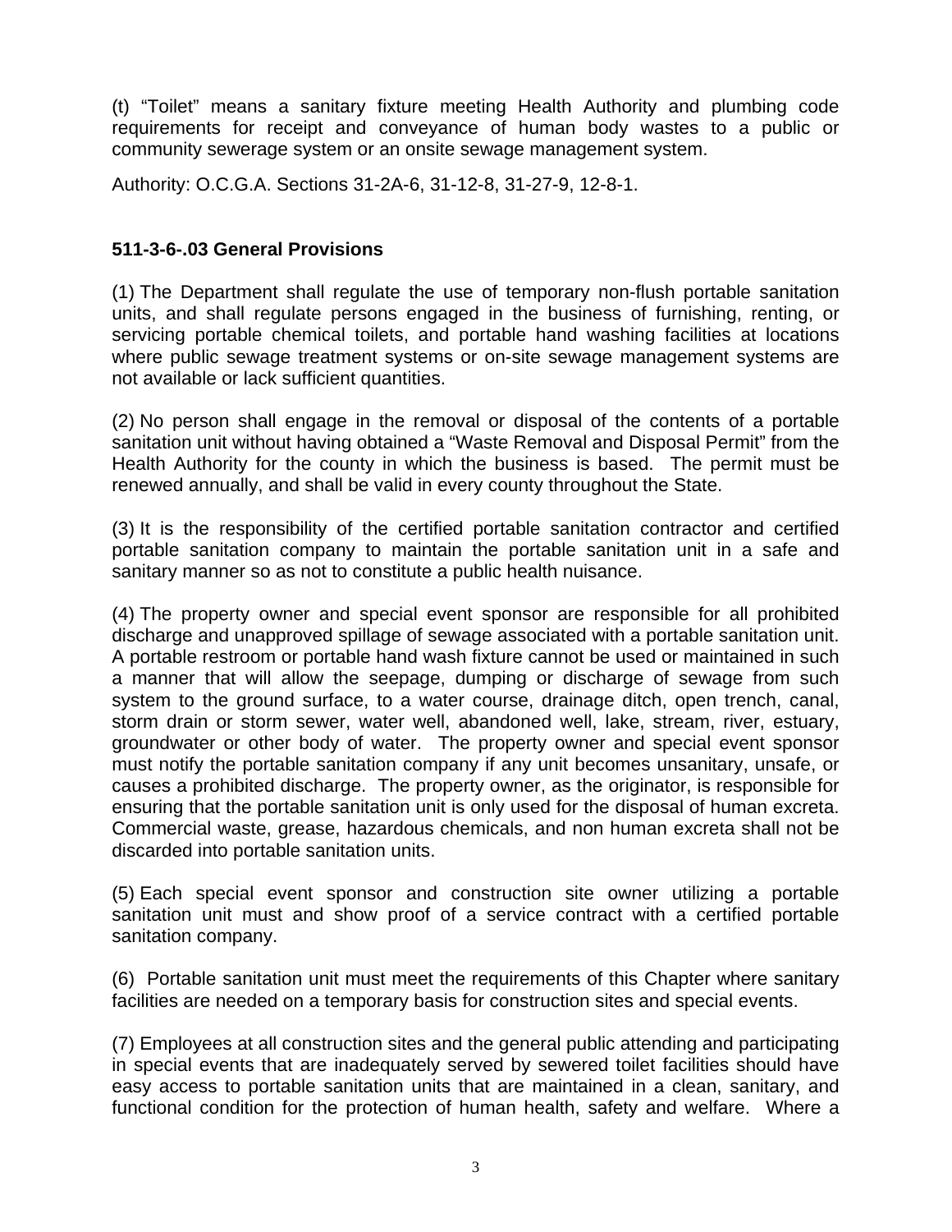(t) “Toilet” means a sanitary fixture meeting Health Authority and plumbing code requirements for receipt and conveyance of human body wastes to a public or community sewerage system or an onsite sewage management system.

Authority: O.C.G.A. Sections 31-2A-6, 31-12-8, 31-27-9, 12-8-1.

**511-3-6-.03 General Provisions**

(1) The Department shall regulate the use of temporary non-flush portable sanitation units, and shall regulate persons engaged in the business of furnishing, renting, or servicing portable chemical toilets, and portable hand washing facilities at locations where public sewage treatment systems or on-site sewage management systems are not available or lack sufficient quantities.

(2) No person shall engage in the removal or disposal of the contents of a portable sanitation unit without having obtained a “Waste Removal and Disposal Permit” from the Health Authority for the county in which the business is based. The permit must be renewed annually, and shall be valid in every county throughout the State.

(3) It is the responsibility of the certified portable sanitation contractor and certified portable sanitation company to maintain the portable sanitation unit in a safe and sanitary manner so as not to constitute a public health nuisance.

(4) The property owner and special event sponsor are responsible for all prohibited discharge and unapproved spillage of sewage associated with a portable sanitation unit. A portable restroom or portable hand wash fixture cannot be used or maintained in such a manner that will allow the seepage, dumping or discharge of sewage from such system to the ground surface, to a water course, drainage ditch, open trench, canal, storm drain or storm sewer, water well, abandoned well, lake, stream, river, estuary, groundwater or other body of water. The property owner and special event sponsor must notify the portable sanitation company if any unit becomes unsanitary, unsafe, or causes a prohibited discharge. The property owner, as the originator, is responsible for ensuring that the portable sanitation unit is only used for the disposal of human excreta. Commercial waste, grease, hazardous chemicals, and non human excreta shall not be discarded into portable sanitation units.

(5) Each special event sponsor and construction site owner utilizing a portable sanitation unit must and show proof of a service contract with a certified portable sanitation company.

(6) Portable sanitation unit must meet the requirements of this Chapter where sanitary facilities are needed on a temporary basis for construction sites and special events.

(7) Employees at all construction sites and the general public attending and participating in special events that are inadequately served by sewered toilet facilities should have easy access to portable sanitation units that are maintained in a clean, sanitary, and functional condition for the protection of human health, safety and welfare. Where a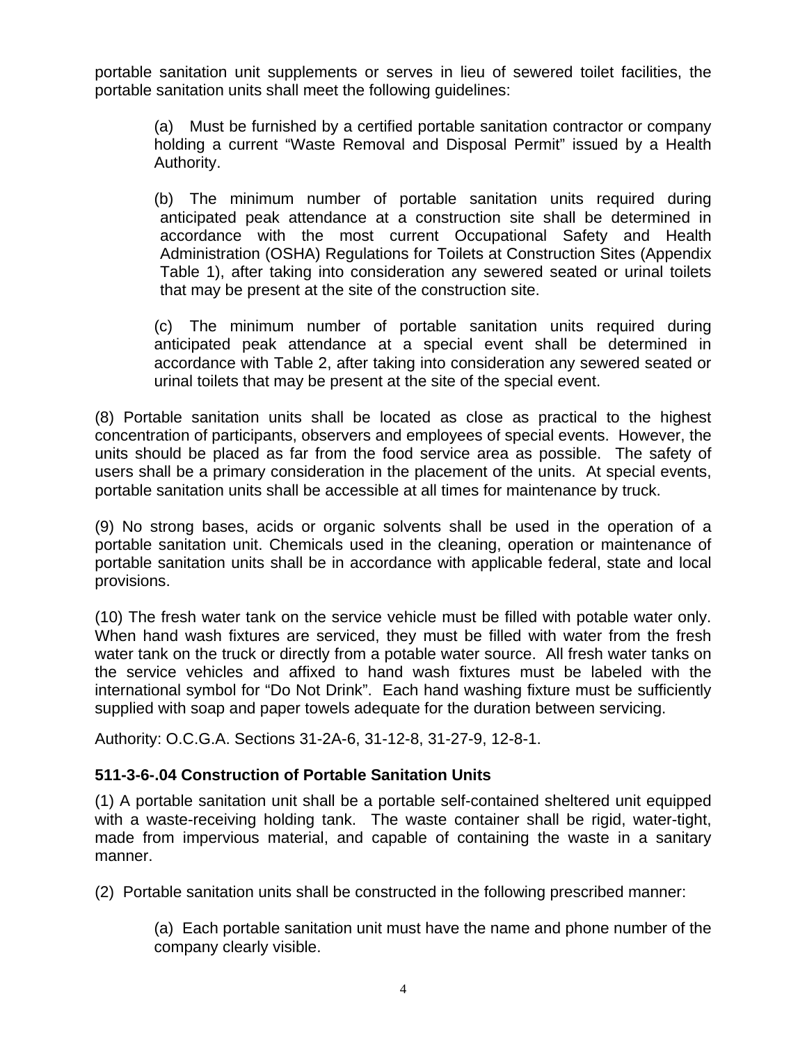portable sanitation unit supplements or serves in lieu of sewered toilet facilities, the portable sanitation units shall meet the following guidelines:

(a) Must be furnished by a certified portable sanitation contractor or company holding a current “Waste Removal and Disposal Permit” issued by a Health Authority.

(b) The minimum number of portable sanitation units required during anticipated peak attendance at a construction site shall be determined in accordance with the most current Occupational Safety and Health Administration (OSHA) Regulations for Toilets at Construction Sites (Appendix Table 1), after taking into consideration any sewered seated or urinal toilets that may be present at the site of the construction site.

(c) The minimum number of portable sanitation units required during anticipated peak attendance at a special event shall be determined in accordance with Table 2, after taking into consideration any sewered seated or urinal toilets that may be present at the site of the special event.

(8) Portable sanitation units shall be located as close as practical to the highest concentration of participants, observers and employees of special events. However, the units should be placed as far from the food service area as possible. The safety of users shall be a primary consideration in the placement of the units. At special events, portable sanitation units shall be accessible at all times for maintenance by truck.

(9) No strong bases, acids or organic solvents shall be used in the operation of a portable sanitation unit. Chemicals used in the cleaning, operation or maintenance of portable sanitation units shall be in accordance with applicable federal, state and local provisions.

(10) The fresh water tank on the service vehicle must be filled with potable water only. When hand wash fixtures are serviced, they must be filled with water from the fresh water tank on the truck or directly from a potable water source. All fresh water tanks on the service vehicles and affixed to hand wash fixtures must be labeled with the international symbol for “Do Not Drink”. Each hand washing fixture must be sufficiently supplied with soap and paper towels adequate for the duration between servicing.

Authority: O.C.G.A. Sections 31-2A-6, 31-12-8, 31-27-9, 12-8-1.

### 511-3-6-.04 Construction of Portable Sanitation Units

(1) A portable sanitation unit shall be a portable self-contained sheltered unit equipped with a waste-receiving holding tank. The waste container shall be rigid, water-tight, made from impervious material, and capable of containing the waste in a sanitary manner.

(2) Portable sanitation units shall be constructed in the following prescribed manner:

(a) Each portable sanitation unit must have the name and phone number of the company clearly visible.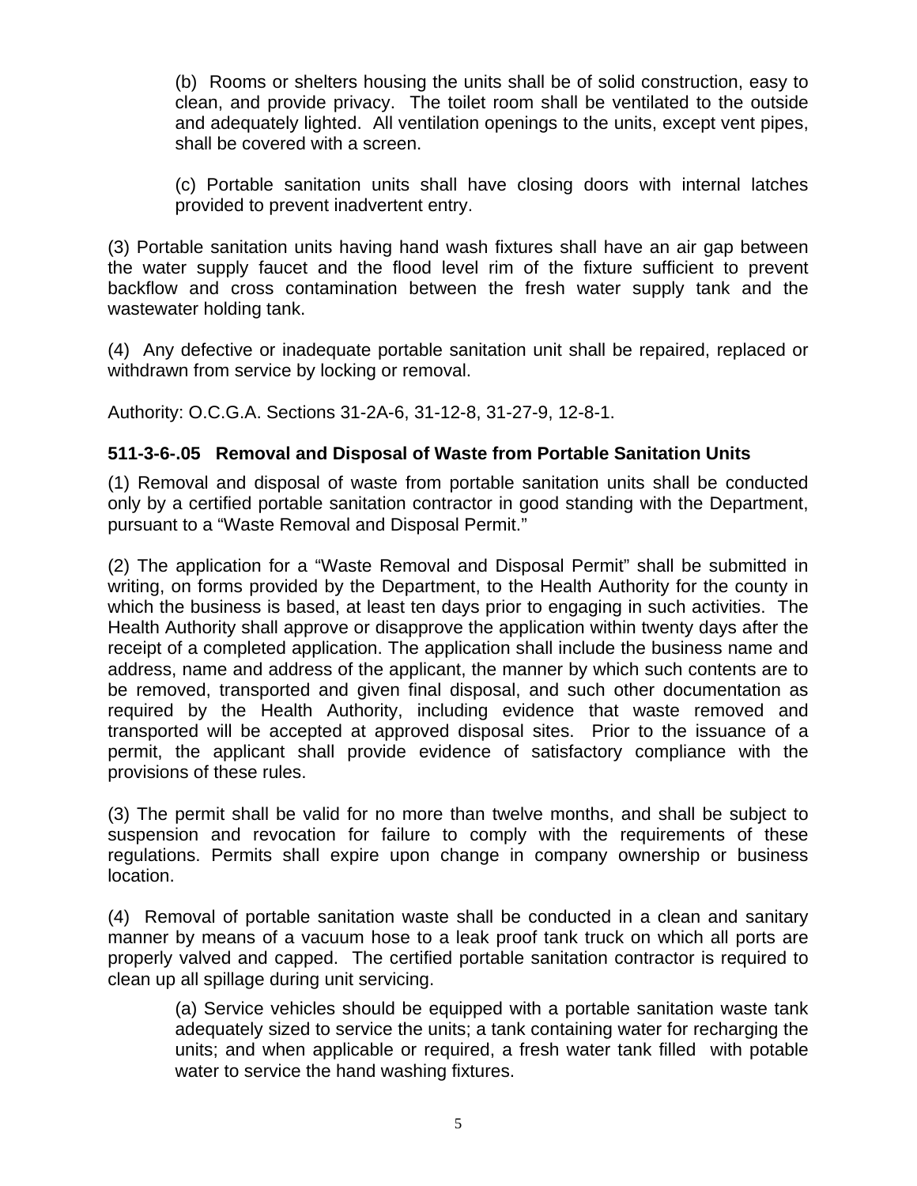(b) Rooms or shelters housing the units shall be of solid construction, easy to clean, and provide privacy. The toilet room shall be ventilated to the outside and adequately lighted. All ventilation openings to the units, except vent pipes, shall be covered with a screen.

(c) Portable sanitation units shall have closing doors with internal latches provided to prevent inadvertent entry.

(3) Portable sanitation units having hand wash fixtures shall have an air gap between the water supply faucet and the flood level rim of the fixture sufficient to prevent backflow and cross contamination between the fresh water supply tank and the wastewater holding tank.

(4) Any defective or inadequate portable sanitation unit shall be repaired, replaced or withdrawn from service by locking or removal.

Authority: O.C.G.A. Sections 31-2A-6, 31-12-8, 31-27-9, 12-8-1.

### 511-3-6-.05 Removal and Disposal of Waste from Portable Sanitation Units

(1) Removal and disposal of waste from portable sanitation units shall be conducted only by a certified portable sanitation contractor in good standing with the Department, pursuant to a "Waste Removal and Disposal Permit."

(2) The application for a "Waste Removal and Disposal Permit" shall be submitted in writing, on forms provided by the Department, to the Health Authority for the county in which the business is based, at least ten days prior to engaging in such activities. The Health Authority shall approve or disapprove the application within twenty days after the receipt of a completed application. The application shall include the business name and address, name and address of the applicant, the manner by which such contents are to be removed, transported and given final disposal, and such other documentation as required by the Health Authority, including evidence that waste removed and transported will be accepted at approved disposal sites. Prior to the issuance of a permit, the applicant shall provide evidence of satisfactory compliance with the provisions of these rules.

(3) The permit shall be valid for no more than twelve months, and shall be subject to suspension and revocation for failure to comply with the requirements of these regulations. Permits shall expire upon change in company ownership or business location.

(4) Removal of portable sanitation waste shall be conducted in a clean and sanitary manner by means of a vacuum hose to a leak proof tank truck on which all ports are properly valved and capped. The certified portable sanitation contractor is required to clean up all spillage during unit servicing.

(a) Service vehicles should be equipped with a portable sanitation waste tank adequately sized to service the units; a tank containing water for recharging the units; and when applicable or required, a fresh water tank filled with potable water to service the hand washing fixtures.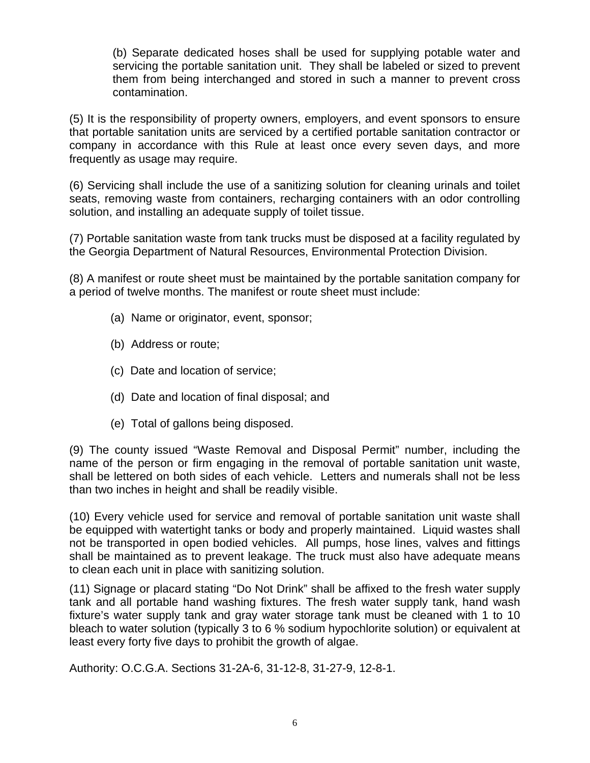(b) Separate dedicated hoses shall be used for supplying potable water and servicing the portable sanitation unit. They shall be labeled or sized to prevent them from being interchanged and stored in such a manner to prevent cross contamination.

(5) It is the responsibility of property owners, employers, and event sponsors to ensure that portable sanitation units are serviced by a certified portable sanitation contractor or company in accordance with this Rule at least once every seven days, and more frequently as usage may require.

(6) Servicing shall include the use of a sanitizing solution for cleaning urinals and toilet seats, removing waste from containers, recharging containers with an odor controlling solution, and installing an adequate supply of toilet tissue.

(7) Portable sanitation waste from tank trucks must be disposed at a facility regulated by the Georgia Department of Natural Resources, Environmental Protection Division.

(8) A manifest or route sheet must be maintained by the portable sanitation company for a period of twelve months. The manifest or route sheet must include:

(a) Name or originator, event, sponsor;

(b) Address or route;

(c) Date and location of service;

(d) Date and location of final disposal; and

(e) Total of gallons being disposed.

(9) The county issued "Waste Removal and Disposal Permit" number, including the name of the person or firm engaging in the removal of portable sanitation unit waste, shall be lettered on both sides of each vehicle. Letters and numerals shall not be less than two inches in height and shall be readily visible.

(10) Every vehicle used for service and removal of portable sanitation unit waste shall be equipped with watertight tanks or body and properly maintained. Liquid wastes shall not be transported in open bodied vehicles. All pumps, hose lines, valves and fittings shall be maintained as to prevent leakage. The truck must also have adequate means to clean each unit in place with sanitizing solution.

(11) Signage or placard stating "Do Not Drink" shall be affixed to the fresh water supply tank and all portable hand washing fixtures. The fresh water supply tank, hand wash fixture's water supply tank and gray water storage tank must be cleaned with 1 to 10 bleach to water solution (typically 3 to 6 % sodium hypochlorite solution) or equivalent at least every forty five days to prohibit the growth of algae.

Authority: O.C.G.A. Sections 31-2A-6, 31-12-8, 31-27-9, 12-8-1.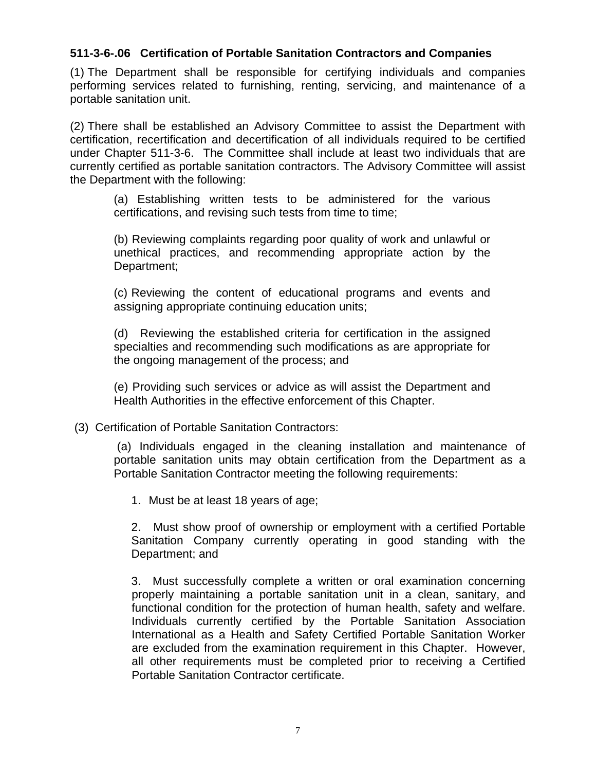**511-3-6-.06 Certification of Portable Sanitation Contractors and Companies**

(1) The Department shall be responsible for certifying individuals and companies performing services related to furnishing, renting, servicing, and maintenance of a portable sanitation unit.

(2) There shall be established an Advisory Committee to assist the Department with certification, recertification and decertification of all individuals required to be certified under Chapter 511-3-6. The Committee shall include at least two individuals that are currently certified as portable sanitation contractors. The Advisory Committee will assist the Department with the following:

(a) Establishing written tests to be administered for the various certifications, and revising such tests from time to time;

(b) Reviewing complaints regarding poor quality of work and unlawful or unethical practices, and recommending appropriate action by the Department;

(c) Reviewing the content of educational programs and events and assigning appropriate continuing education units;

(d) Reviewing the established criteria for certification in the assigned specialties and recommending such modifications as are appropriate for the ongoing management of the process; and

(e) Providing such services or advice as will assist the Department and Health Authorities in the effective enforcement of this Chapter.

(3) Certification of Portable Sanitation Contractors:

(a) Individuals engaged in the cleaning installation and maintenance of portable sanitation units may obtain certification from the Department as a Portable Sanitation Contractor meeting the following requirements:

1. Must be at least 18 years of age;

2. Must show proof of ownership or employment with a certified Portable Sanitation Company currently operating in good standing with the Department; and

3. Must successfully complete a written or oral examination concerning properly maintaining a portable sanitation unit in a clean, sanitary, and functional condition for the protection of human health, safety and welfare. Individuals currently certified by the Portable Sanitation Association International as a Health and Safety Certified Portable Sanitation Worker are excluded from the examination requirement in this Chapter. However, all other requirements must be completed prior to receiving a Certified Portable Sanitation Contractor certificate.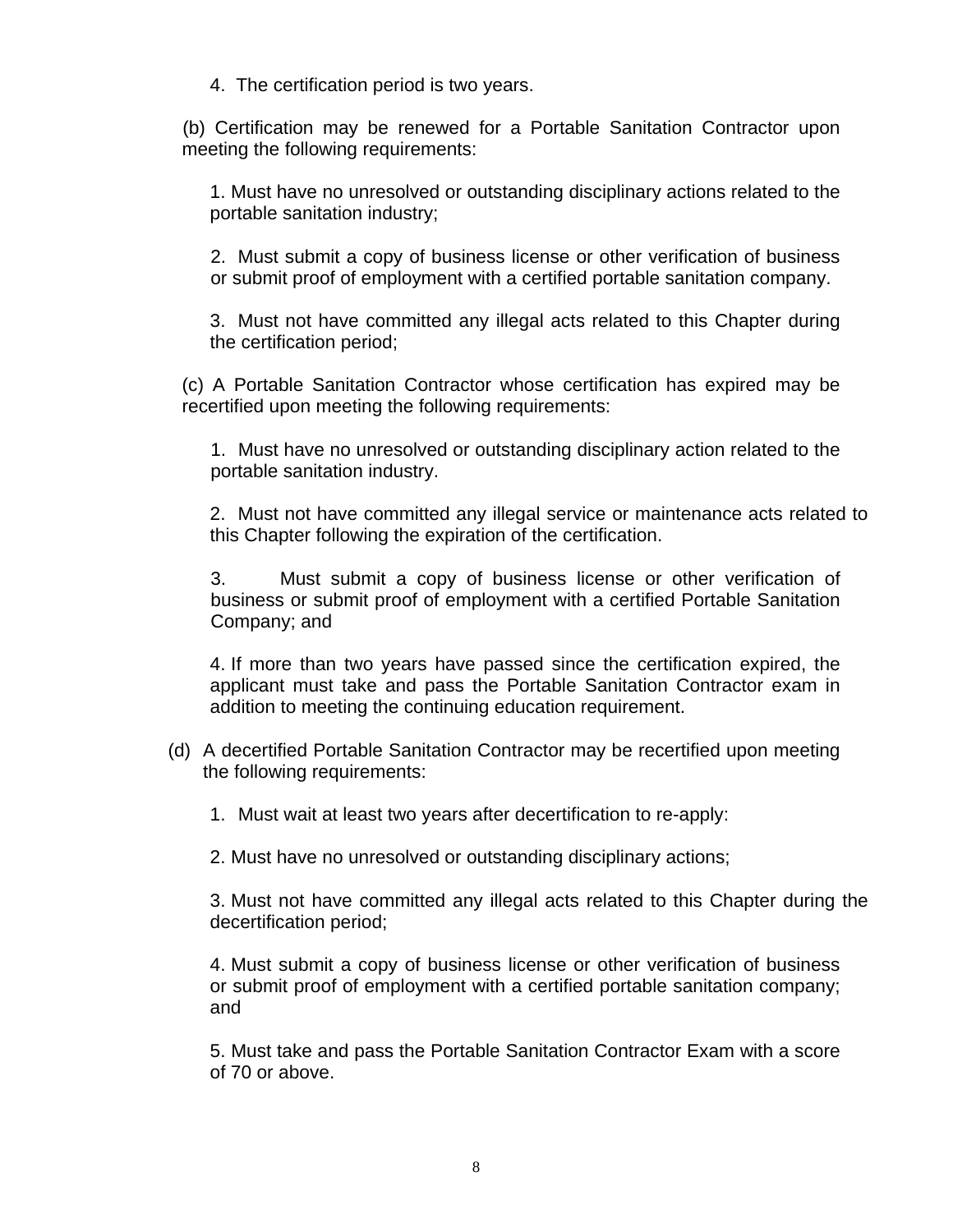4. The certification period is two years.

(b) Certification may be renewed for a Portable Sanitation Contractor upon meeting the following requirements:

1. Must have no unresolved or outstanding disciplinary actions related to the portable sanitation industry;

2. Must submit a copy of business license or other verification of business or submit proof of employment with a certified portable sanitation company.

3. Must not have committed any illegal acts related to this Chapter during the certification period;

(c) A Portable Sanitation Contractor whose certification has expired may be recertified upon meeting the following requirements:

1. Must have no unresolved or outstanding disciplinary action related to the portable sanitation industry.

2. Must not have committed any illegal service or maintenance acts related to this Chapter following the expiration of the certification.

3. Must submit a copy of business license or other verification of business or submit proof of employment with a certified Portable Sanitation Company; and

4. If more than two years have passed since the certification expired, the applicant must take and pass the Portable Sanitation Contractor exam in addition to meeting the continuing education requirement.

(d) A decertified Portable Sanitation Contractor may be recertified upon meeting the following requirements:

1. Must wait at least two years after decertification to re-apply:

2. Must have no unresolved or outstanding disciplinary actions;

3. Must not have committed any illegal acts related to this Chapter during the decertification period;

4. Must submit a copy of business license or other verification of business or submit proof of employment with a certified portable sanitation company; and

5. Must take and pass the Portable Sanitation Contractor Exam with a score of 70 or above.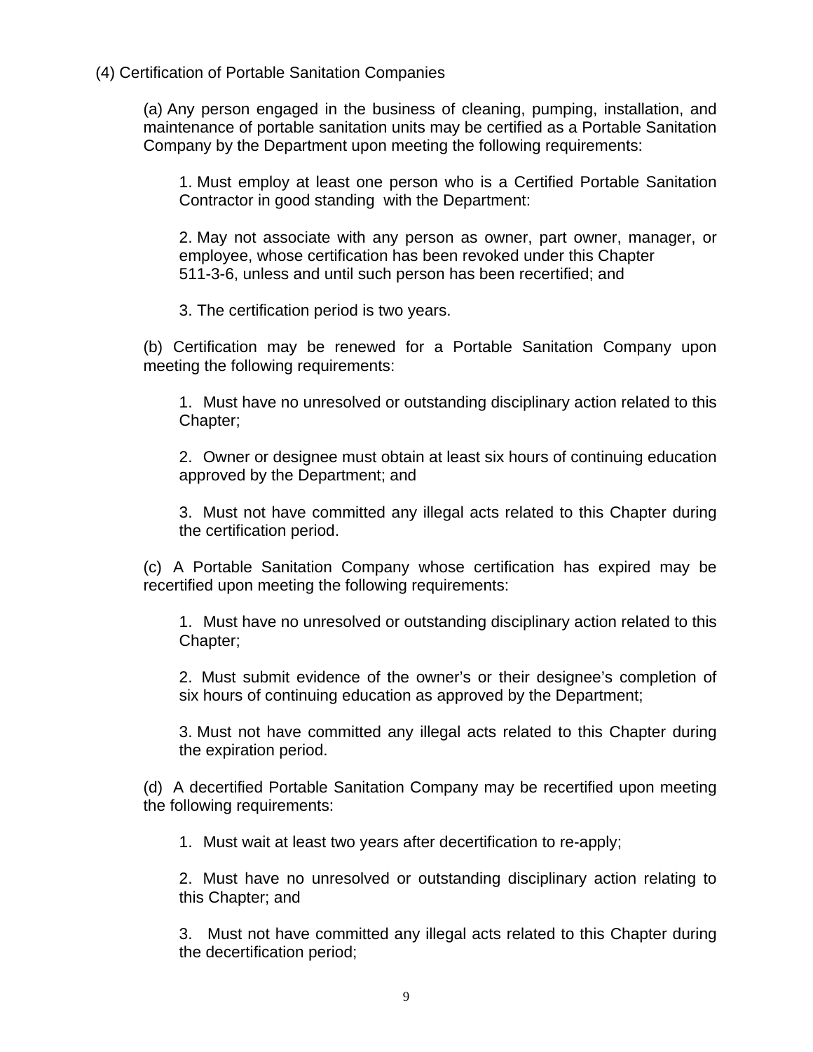(4) Certification of Portable Sanitation Companies

(a) Any person engaged in the business of cleaning, pumping, installation, and maintenance of portable sanitation units may be certified as a Portable Sanitation Company by the Department upon meeting the following requirements:

1. Must employ at least one person who is a Certified Portable Sanitation Contractor in good standing with the Department:

2. May not associate with any person as owner, part owner, manager, or employee, whose certification has been revoked under this Chapter 511-3-6, unless and until such person has been recertified; and

3. The certification period is two years.

(b) Certification may be renewed for a Portable Sanitation Company upon meeting the following requirements:

1. Must have no unresolved or outstanding disciplinary action related to this Chapter;

2. Owner or designee must obtain at least six hours of continuing education approved by the Department; and

3. Must not have committed any illegal acts related to this Chapter during the certification period.

(c) A Portable Sanitation Company whose certification has expired may be recertified upon meeting the following requirements:

1. Must have no unresolved or outstanding disciplinary action related to this Chapter;

2. Must submit evidence of the owner's or their designee's completion of six hours of continuing education as approved by the Department;

3. Must not have committed any illegal acts related to this Chapter during the expiration period.

(d) A decertified Portable Sanitation Company may be recertified upon meeting the following requirements:

1. Must wait at least two years after decertification to re-apply;

2. Must have no unresolved or outstanding disciplinary action relating to this Chapter; and

3. Must not have committed any illegal acts related to this Chapter during the decertification period;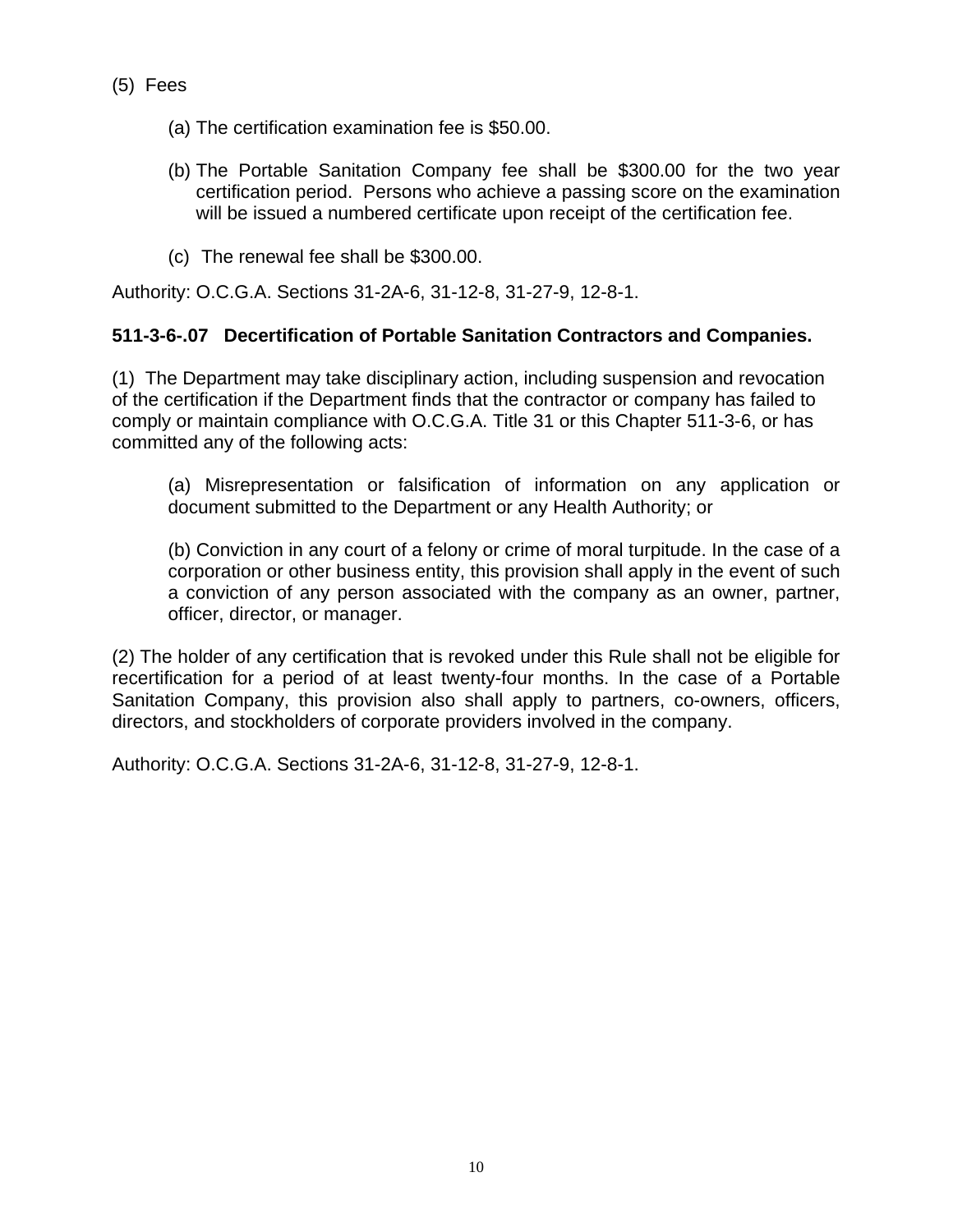(5) Fees

(a) The certification examination fee is $50.00.

(b) The Portable Sanitation Company fee shall be $300.00 for the two year certification period. Persons who achieve a passing score on the examination will be issued a numbered certificate upon receipt of the certification fee.

(c) The renewal fee shall be $300.00.

Authority: O.C.G.A. Sections 31-2A-6, 31-12-8, 31-27-9, 12-8-1.

**511-3-6-.07 Decertification of Portable Sanitation Contractors and Companies.**

(1) The Department may take disciplinary action, including suspension and revocation of the certification if the Department finds that the contractor or company has failed to comply or maintain compliance with O.C.G.A. Title 31 or this Chapter 511-3-6, or has committed any of the following acts:

(a) Misrepresentation or falsification of information on any application or document submitted to the Department or any Health Authority; or

(b) Conviction in any court of a felony or crime of moral turpitude. In the case of a corporation or other business entity, this provision shall apply in the event of such a conviction of any person associated with the company as an owner, partner, officer, director, or manager.

(2) The holder of any certification that is revoked under this Rule shall not be eligible for recertification for a period of at least twenty-four months. In the case of a Portable Sanitation Company, this provision also shall apply to partners, co-owners, officers, directors, and stockholders of corporate providers involved in the company.

Authority: O.C.G.A. Sections 31-2A-6, 31-12-8, 31-27-9, 12-8-1.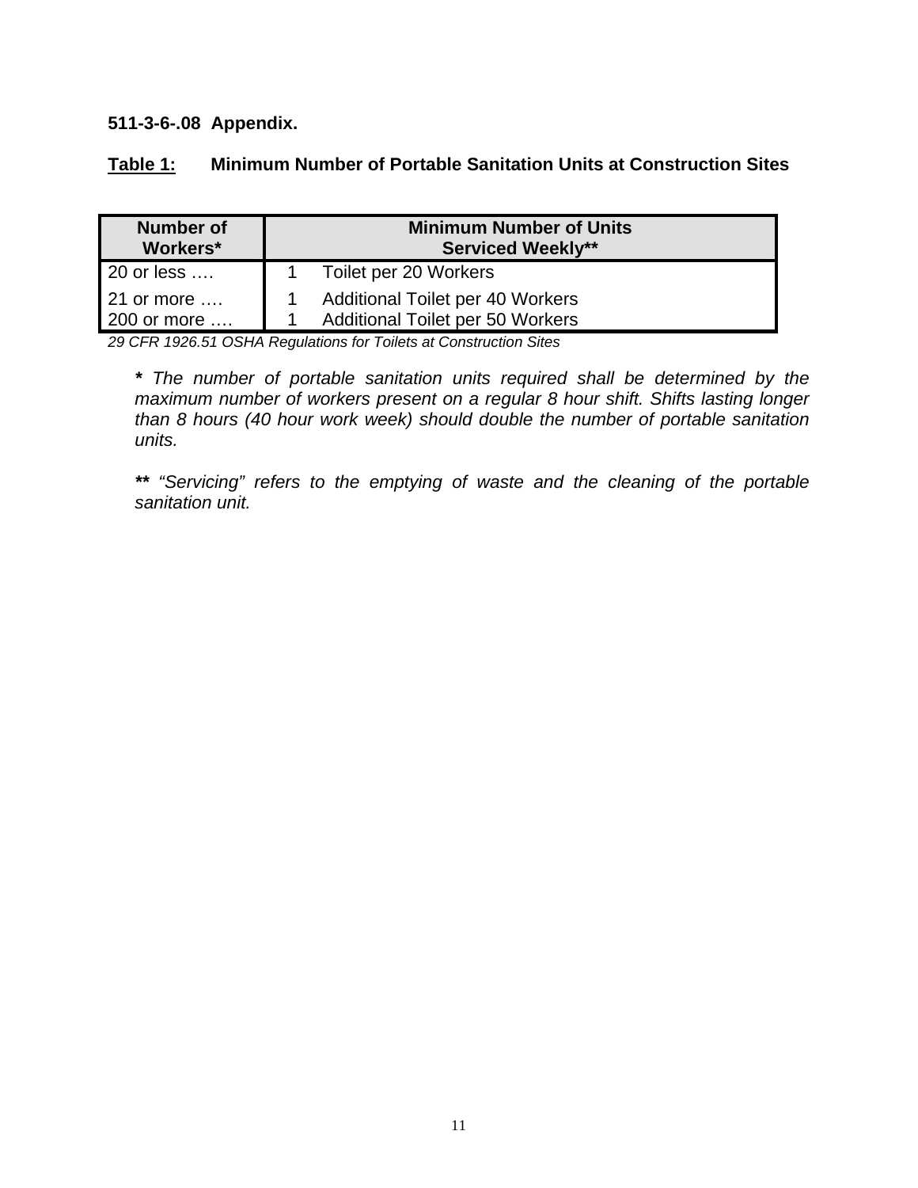**511-3-6-.08 Appendix.**

**Table 1:** **Minimum Number of Portable Sanitation Units at Construction Sites**

| Number of Workers* | Minimum Number of Units Serviced Weekly** |
|---|---|
| 20 or less …. | 1 Toilet per 20 Workers |
| 21 or more …. | 1 Additional Toilet per 40 Workers |
| 200 or more …. | 1 Additional Toilet per 50 Workers |

*29 CFR 1926.51 OSHA Regulations for Toilets at Construction Sites*

**\*** *The number of portable sanitation units required shall be determined by the maximum number of workers present on a regular 8 hour shift. Shifts lasting longer than 8 hours (40 hour work week) should double the number of portable sanitation units.*

**\*\*** *"Servicing" refers to the emptying of waste and the cleaning of the portable sanitation unit.*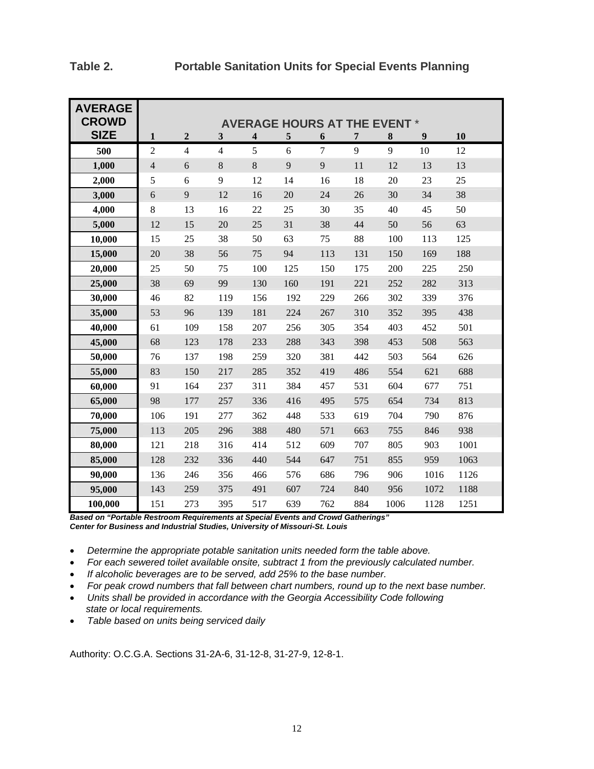## Table 2. Portable Sanitation Units for Special Events Planning

| AVERAGE CROWD SIZE | AVERAGE HOURS AT THE EVENT * | | | | | | | | | |
|---|---|---|---|---|---|---|---|---|---|---|
| | 1 | 2 | 3 | 4 | 5 | 6 | 7 | 8 | 9 | 10 |
| 500 | 2 | 4 | 4 | 5 | 6 | 7 | 9 | 9 | 10 | 12 |
| 1,000 | 4 | 6 | 8 | 8 | 9 | 9 | 11 | 12 | 13 | 13 |
| 2,000 | 5 | 6 | 9 | 12 | 14 | 16 | 18 | 20 | 23 | 25 |
| 3,000 | 6 | 9 | 12 | 16 | 20 | 24 | 26 | 30 | 34 | 38 |
| 4,000 | 8 | 13 | 16 | 22 | 25 | 30 | 35 | 40 | 45 | 50 |
| 5,000 | 12 | 15 | 20 | 25 | 31 | 38 | 44 | 50 | 56 | 63 |
| 10,000 | 15 | 25 | 38 | 50 | 63 | 75 | 88 | 100 | 113 | 125 |
| 15,000 | 20 | 38 | 56 | 75 | 94 | 113 | 131 | 150 | 169 | 188 |
| 20,000 | 25 | 50 | 75 | 100 | 125 | 150 | 175 | 200 | 225 | 250 |
| 25,000 | 38 | 69 | 99 | 130 | 160 | 191 | 221 | 252 | 282 | 313 |
| 30,000 | 46 | 82 | 119 | 156 | 192 | 229 | 266 | 302 | 339 | 376 |
| 35,000 | 53 | 96 | 139 | 181 | 224 | 267 | 310 | 352 | 395 | 438 |
| 40,000 | 61 | 109 | 158 | 207 | 256 | 305 | 354 | 403 | 452 | 501 |
| 45,000 | 68 | 123 | 178 | 233 | 288 | 343 | 398 | 453 | 508 | 563 |
| 50,000 | 76 | 137 | 198 | 259 | 320 | 381 | 442 | 503 | 564 | 626 |
| 55,000 | 83 | 150 | 217 | 285 | 352 | 419 | 486 | 554 | 621 | 688 |
| 60,000 | 91 | 164 | 237 | 311 | 384 | 457 | 531 | 604 | 677 | 751 |
| 65,000 | 98 | 177 | 257 | 336 | 416 | 495 | 575 | 654 | 734 | 813 |
| 70,000 | 106 | 191 | 277 | 362 | 448 | 533 | 619 | 704 | 790 | 876 |
| 75,000 | 113 | 205 | 296 | 388 | 480 | 571 | 663 | 755 | 846 | 938 |
| 80,000 | 121 | 218 | 316 | 414 | 512 | 609 | 707 | 805 | 903 | 1001 |
| 85,000 | 128 | 232 | 336 | 440 | 544 | 647 | 751 | 855 | 959 | 1063 |
| 90,000 | 136 | 246 | 356 | 466 | 576 | 686 | 796 | 906 | 1016 | 1126 |
| 95,000 | 143 | 259 | 375 | 491 | 607 | 724 | 840 | 956 | 1072 | 1188 |
| 100,000 | 151 | 273 | 395 | 517 | 639 | 762 | 884 | 1006 | 1128 | 1251 |

***Based on "Portable Restroom Requirements at Special Events and Crowd Gatherings"***
***Center for Business and Industrial Studies, University of Missouri-St. Louis***

- *Determine the appropriate potable sanitation units needed form the table above.*
- *For each sewered toilet available onsite, subtract 1 from the previously calculated number.*
- *If alcoholic beverages are to be served, add 25% to the base number.*
- *For peak crowd numbers that fall between chart numbers, round up to the next base number.*
- *Units shall be provided in accordance with the Georgia Accessibility Code following state or local requirements.*
- *Table based on units being serviced daily*

Authority: O.C.G.A. Sections 31-2A-6, 31-12-8, 31-27-9, 12-8-1.